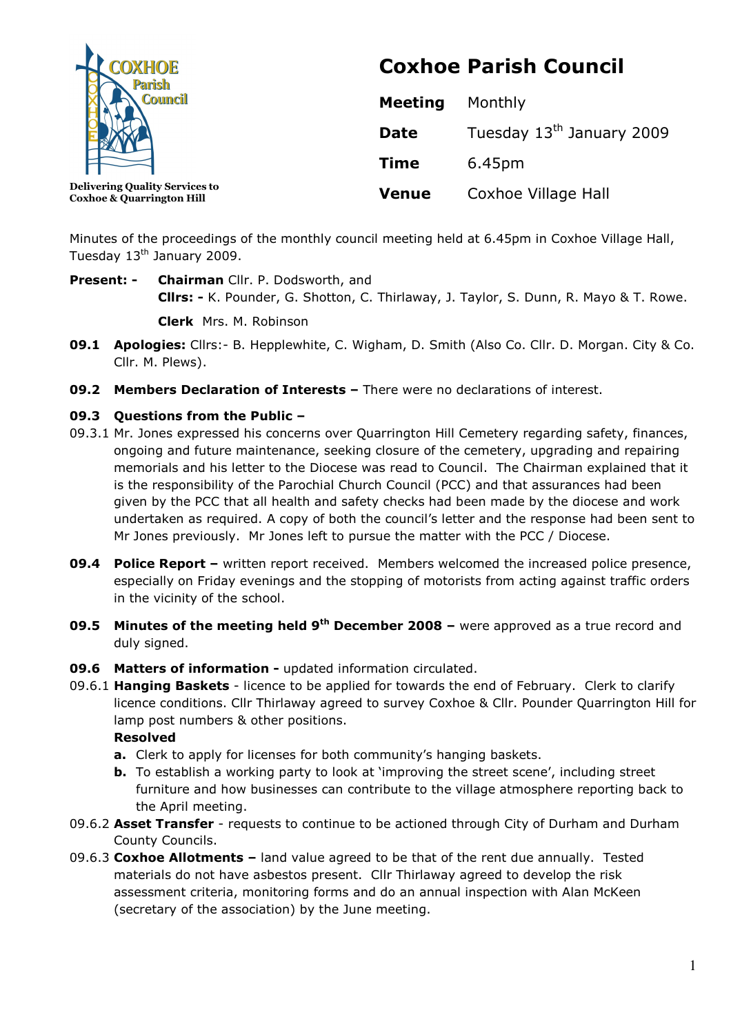Coxhoe Parish Council

Delivering Quality Services to Coxhoe & Quarrington Hill

# Coxhoe Parish Council

| | |
|---|---|
| **Meeting** | Monthly |
| **Date** | Tuesday 13th January 2009 |
| **Time** | 6.45pm |
| **Venue** | Coxhoe Village Hall |

Minutes of the proceedings of the monthly council meeting held at 6.45pm in Coxhoe Village Hall, Tuesday 13th January 2009.

**Present: -** **Chairman** Cllr. P. Dodsworth, and
**Cllrs: -** K. Pounder, G. Shotton, C. Thirlaway, J. Taylor, S. Dunn, R. Mayo & T. Rowe.
**Clerk** Mrs. M. Robinson

**09.1 Apologies:** Cllrs:- B. Hepplewhite, C. Wigham, D. Smith (Also Co. Cllr. D. Morgan. City & Co. Cllr. M. Plews).

**09.2 Members Declaration of Interests –** There were no declarations of interest.

**09.3 Questions from the Public –**

09.3.1 Mr. Jones expressed his concerns over Quarrington Hill Cemetery regarding safety, finances, ongoing and future maintenance, seeking closure of the cemetery, upgrading and repairing memorials and his letter to the Diocese was read to Council. The Chairman explained that it is the responsibility of the Parochial Church Council (PCC) and that assurances had been given by the PCC that all health and safety checks had been made by the diocese and work undertaken as required. A copy of both the council's letter and the response had been sent to Mr Jones previously. Mr Jones left to pursue the matter with the PCC / Diocese.

**09.4 Police Report –** written report received. Members welcomed the increased police presence, especially on Friday evenings and the stopping of motorists from acting against traffic orders in the vicinity of the school.

**09.5 Minutes of the meeting held 9th December 2008 –** were approved as a true record and duly signed.

**09.6 Matters of information -** updated information circulated.

09.6.1 **Hanging Baskets** - licence to be applied for towards the end of February. Clerk to clarify licence conditions. Cllr Thirlaway agreed to survey Coxhoe & Cllr. Pounder Quarrington Hill for lamp post numbers & other positions.

**Resolved**

- **a.** Clerk to apply for licenses for both community's hanging baskets.
- **b.** To establish a working party to look at 'improving the street scene', including street furniture and how businesses can contribute to the village atmosphere reporting back to the April meeting.

09.6.2 **Asset Transfer** - requests to continue to be actioned through City of Durham and Durham County Councils.

09.6.3 **Coxhoe Allotments –** land value agreed to be that of the rent due annually. Tested materials do not have asbestos present. Cllr Thirlaway agreed to develop the risk assessment criteria, monitoring forms and do an annual inspection with Alan McKeen (secretary of the association) by the June meeting.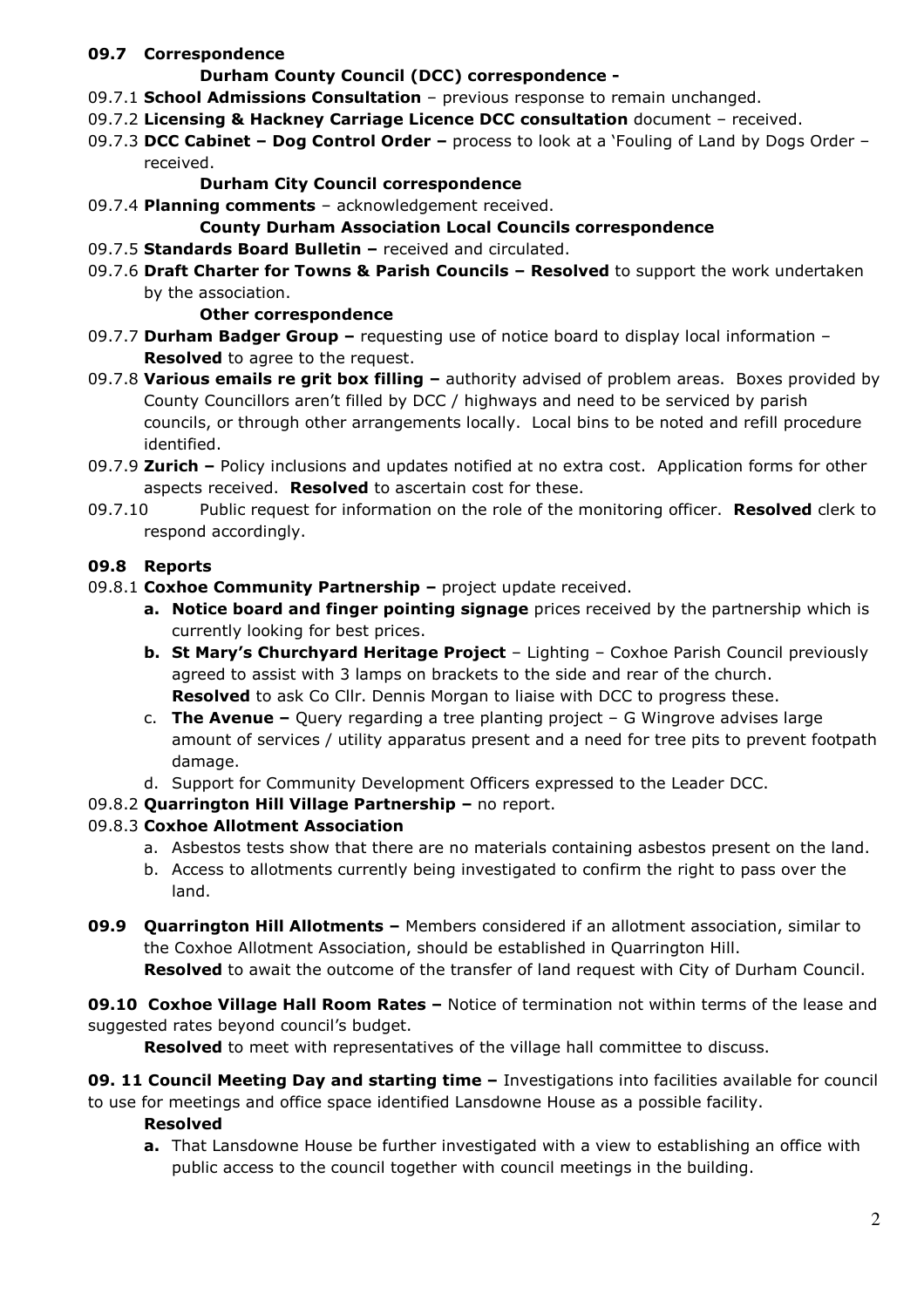**09.7 Correspondence**

**Durham County Council (DCC) correspondence -**

09.7.1 **School Admissions Consultation** – previous response to remain unchanged.

09.7.2 **Licensing & Hackney Carriage Licence DCC consultation** document – received.

09.7.3 **DCC Cabinet – Dog Control Order –** process to look at a 'Fouling of Land by Dogs Order – received.

**Durham City Council correspondence**

09.7.4 **Planning comments** – acknowledgement received.

**County Durham Association Local Councils correspondence**

09.7.5 **Standards Board Bulletin –** received and circulated.

09.7.6 **Draft Charter for Towns & Parish Councils – Resolved** to support the work undertaken by the association.

**Other correspondence**

09.7.7 **Durham Badger Group –** requesting use of notice board to display local information – **Resolved** to agree to the request.

09.7.8 **Various emails re grit box filling –** authority advised of problem areas. Boxes provided by County Councillors aren't filled by DCC / highways and need to be serviced by parish councils, or through other arrangements locally. Local bins to be noted and refill procedure identified.

09.7.9 **Zurich –** Policy inclusions and updates notified at no extra cost. Application forms for other aspects received. **Resolved** to ascertain cost for these.

09.7.10 Public request for information on the role of the monitoring officer. **Resolved** clerk to respond accordingly.

**09.8 Reports**

09.8.1 **Coxhoe Community Partnership –** project update received.

- **a. Notice board and finger pointing signage** prices received by the partnership which is currently looking for best prices.
- **b. St Mary's Churchyard Heritage Project** – Lighting – Coxhoe Parish Council previously agreed to assist with 3 lamps on brackets to the side and rear of the church. **Resolved** to ask Co Cllr. Dennis Morgan to liaise with DCC to progress these.
- c. **The Avenue –** Query regarding a tree planting project – G Wingrove advises large amount of services / utility apparatus present and a need for tree pits to prevent footpath damage.
- d. Support for Community Development Officers expressed to the Leader DCC.

09.8.2 **Quarrington Hill Village Partnership –** no report.

09.8.3 **Coxhoe Allotment Association**

- a. Asbestos tests show that there are no materials containing asbestos present on the land.
- b. Access to allotments currently being investigated to confirm the right to pass over the land.

**09.9 Quarrington Hill Allotments –** Members considered if an allotment association, similar to the Coxhoe Allotment Association, should be established in Quarrington Hill.
**Resolved** to await the outcome of the transfer of land request with City of Durham Council.

**09.10 Coxhoe Village Hall Room Rates –** Notice of termination not within terms of the lease and suggested rates beyond council's budget.

**Resolved** to meet with representatives of the village hall committee to discuss.

**09. 11 Council Meeting Day and starting time –** Investigations into facilities available for council to use for meetings and office space identified Lansdowne House as a possible facility.

**Resolved**

- **a.** That Lansdowne House be further investigated with a view to establishing an office with public access to the council together with council meetings in the building.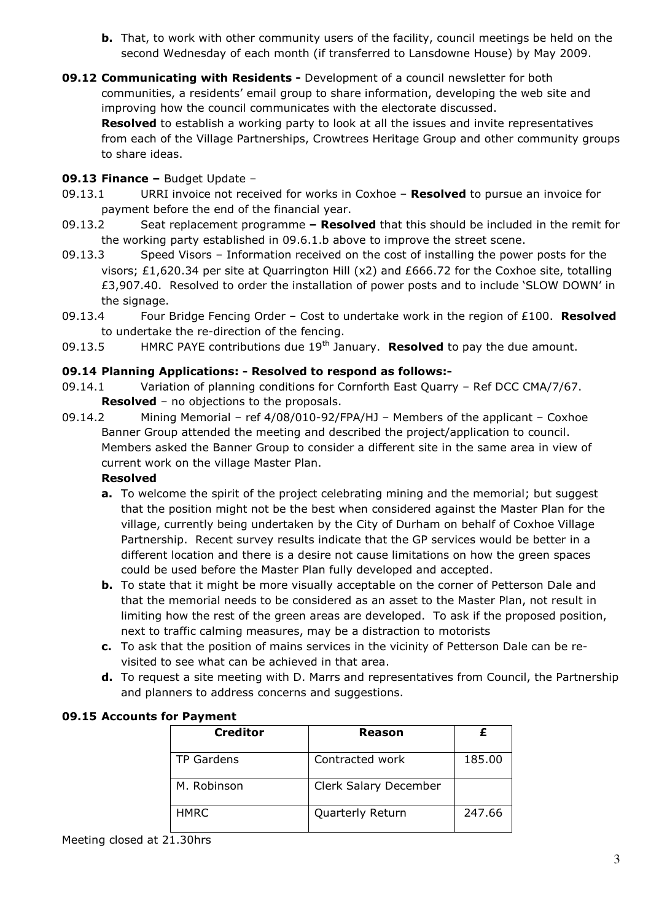**b.** That, to work with other community users of the facility, council meetings be held on the second Wednesday of each month (if transferred to Lansdowne House) by May 2009.

**09.12 Communicating with Residents -** Development of a council newsletter for both communities, a residents' email group to share information, developing the web site and improving how the council communicates with the electorate discussed.
**Resolved** to establish a working party to look at all the issues and invite representatives from each of the Village Partnerships, Crowtrees Heritage Group and other community groups to share ideas.

**09.13 Finance –** Budget Update –

09.13.1 URRI invoice not received for works in Coxhoe – **Resolved** to pursue an invoice for payment before the end of the financial year.

09.13.2 Seat replacement programme **– Resolved** that this should be included in the remit for the working party established in 09.6.1.b above to improve the street scene.

09.13.3 Speed Visors – Information received on the cost of installing the power posts for the visors; £1,620.34 per site at Quarrington Hill (x2) and £666.72 for the Coxhoe site, totalling £3,907.40. Resolved to order the installation of power posts and to include 'SLOW DOWN' in the signage.

09.13.4 Four Bridge Fencing Order – Cost to undertake work in the region of £100. **Resolved** to undertake the re-direction of the fencing.

09.13.5 HMRC PAYE contributions due 19th January. **Resolved** to pay the due amount.

**09.14 Planning Applications: - Resolved to respond as follows:-**

09.14.1 Variation of planning conditions for Cornforth East Quarry – Ref DCC CMA/7/67. **Resolved** – no objections to the proposals.

09.14.2 Mining Memorial – ref 4/08/010-92/FPA/HJ – Members of the applicant – Coxhoe Banner Group attended the meeting and described the project/application to council. Members asked the Banner Group to consider a different site in the same area in view of current work on the village Master Plan.

**Resolved**

- **a.** To welcome the spirit of the project celebrating mining and the memorial; but suggest that the position might not be the best when considered against the Master Plan for the village, currently being undertaken by the City of Durham on behalf of Coxhoe Village Partnership. Recent survey results indicate that the GP services would be better in a different location and there is a desire not cause limitations on how the green spaces could be used before the Master Plan fully developed and accepted.
- **b.** To state that it might be more visually acceptable on the corner of Petterson Dale and that the memorial needs to be considered as an asset to the Master Plan, not result in limiting how the rest of the green areas are developed. To ask if the proposed position, next to traffic calming measures, may be a distraction to motorists
- **c.** To ask that the position of mains services in the vicinity of Petterson Dale can be re-visited to see what can be achieved in that area.
- **d.** To request a site meeting with D. Marrs and representatives from Council, the Partnership and planners to address concerns and suggestions.

**09.15 Accounts for Payment**

| Creditor | Reason | £ |
|---|---|---|
| TP Gardens | Contracted work | 185.00 |
| M. Robinson | Clerk Salary December | |
| HMRC | Quarterly Return | 247.66 |

Meeting closed at 21.30hrs